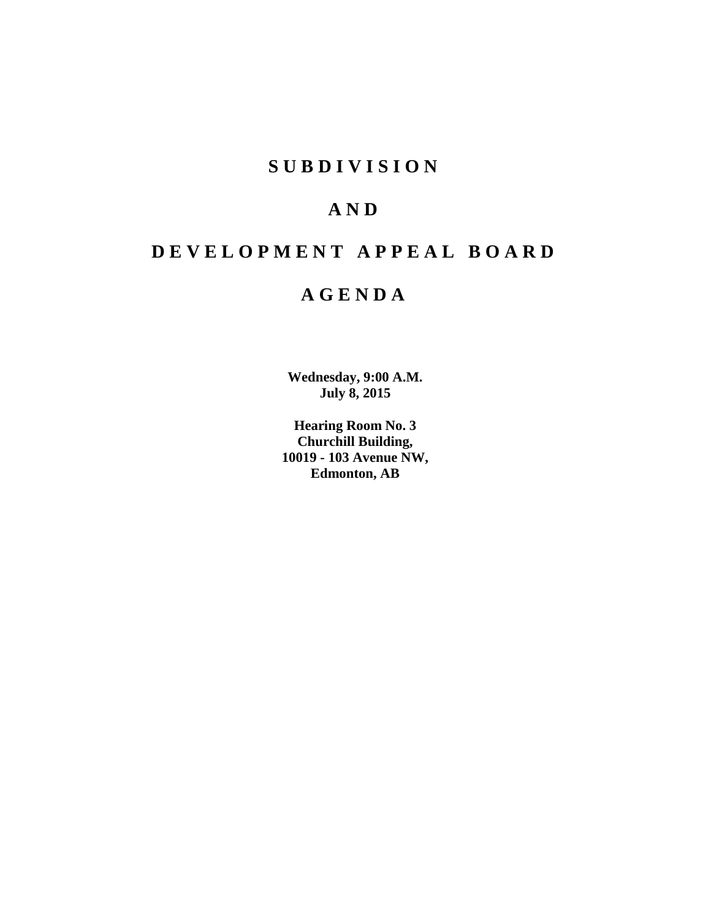# S U B D I V I S I O N

# A N D

# D E V E L O P M E N T   A P P E A L   B O A R D

# A G E N D A

**Wednesday, 9:00 A.M.**
**July 8, 2015**

**Hearing Room No. 3**
**Churchill Building,**
**10019 - 103 Avenue NW,**
**Edmonton, AB**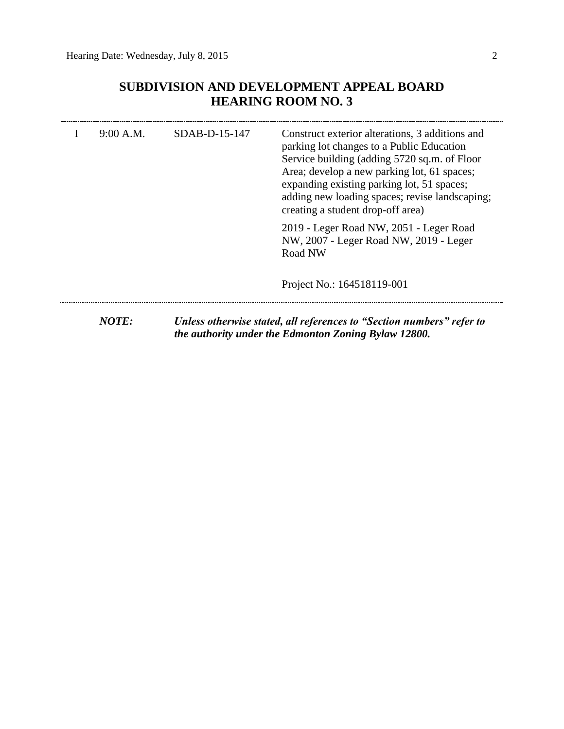## SUBDIVISION AND DEVELOPMENT APPEAL BOARD
## HEARING ROOM NO. 3

---

| | | | |
|---|---|---|---|
| I | 9:00 A.M. | SDAB-D-15-147 | Construct exterior alterations, 3 additions and parking lot changes to a Public Education Service building (adding 5720 sq.m. of Floor Area; develop a new parking lot, 61 spaces; expanding existing parking lot, 51 spaces; adding new loading spaces; revise landscaping; creating a student drop-off area)<br><br>2019 - Leger Road NW, 2051 - Leger Road NW, 2007 - Leger Road NW, 2019 - Leger Road NW<br><br>Project No.: 164518119-001 |

---

***NOTE:*** ***Unless otherwise stated, all references to "Section numbers" refer to the authority under the Edmonton Zoning Bylaw 12800.***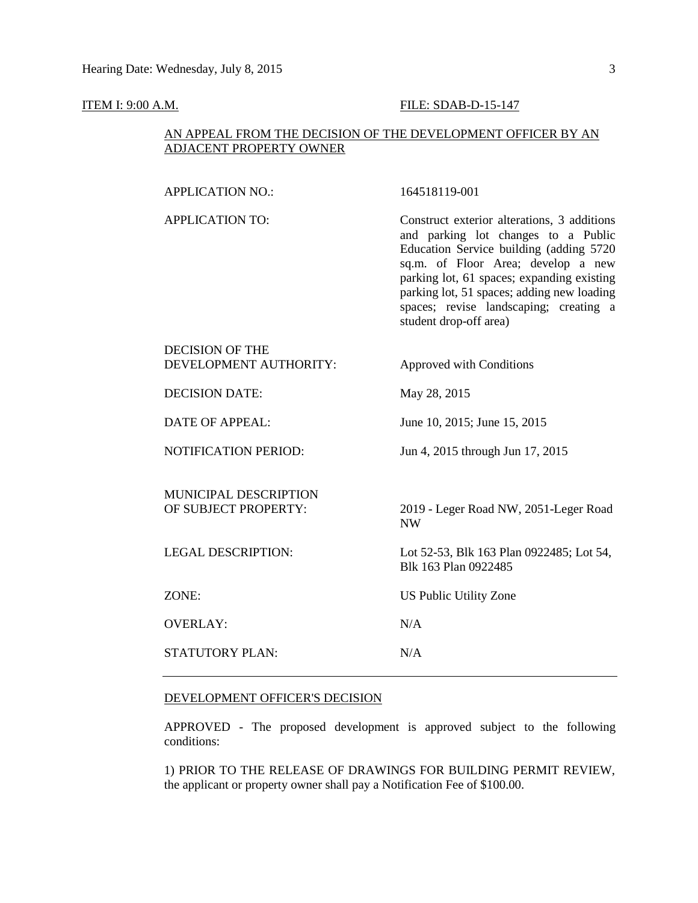ITEM I: 9:00 A.M. FILE: SDAB-D-15-147

AN APPEAL FROM THE DECISION OF THE DEVELOPMENT OFFICER BY AN ADJACENT PROPERTY OWNER

| | |
|---|---|
| APPLICATION NO.: | 164518119-001 |
| APPLICATION TO: | Construct exterior alterations, 3 additions and parking lot changes to a Public Education Service building (adding 5720 sq.m. of Floor Area; develop a new parking lot, 61 spaces; expanding existing parking lot, 51 spaces; adding new loading spaces; revise landscaping; creating a student drop-off area) |
| DECISION OF THE DEVELOPMENT AUTHORITY: | Approved with Conditions |
| DECISION DATE: | May 28, 2015 |
| DATE OF APPEAL: | June 10, 2015; June 15, 2015 |
| NOTIFICATION PERIOD: | Jun 4, 2015 through Jun 17, 2015 |
| MUNICIPAL DESCRIPTION OF SUBJECT PROPERTY: | 2019 - Leger Road NW, 2051-Leger Road NW |
| LEGAL DESCRIPTION: | Lot 52-53, Blk 163 Plan 0922485; Lot 54, Blk 163 Plan 0922485 |
| ZONE: | US Public Utility Zone |
| OVERLAY: | N/A |
| STATUTORY PLAN: | N/A |

---

DEVELOPMENT OFFICER'S DECISION

APPROVED - The proposed development is approved subject to the following conditions:

1) PRIOR TO THE RELEASE OF DRAWINGS FOR BUILDING PERMIT REVIEW, the applicant or property owner shall pay a Notification Fee of $100.00.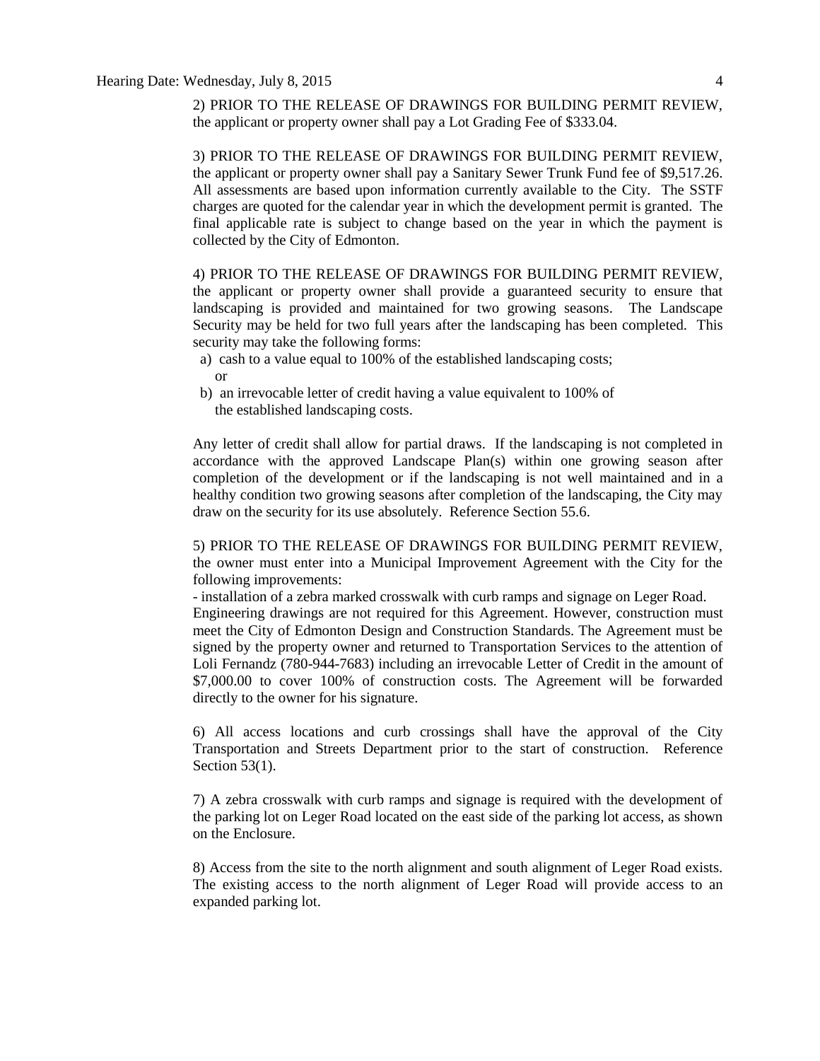2) PRIOR TO THE RELEASE OF DRAWINGS FOR BUILDING PERMIT REVIEW, the applicant or property owner shall pay a Lot Grading Fee of $333.04.

3) PRIOR TO THE RELEASE OF DRAWINGS FOR BUILDING PERMIT REVIEW, the applicant or property owner shall pay a Sanitary Sewer Trunk Fund fee of $9,517.26. All assessments are based upon information currently available to the City. The SSTF charges are quoted for the calendar year in which the development permit is granted. The final applicable rate is subject to change based on the year in which the payment is collected by the City of Edmonton.

4) PRIOR TO THE RELEASE OF DRAWINGS FOR BUILDING PERMIT REVIEW, the applicant or property owner shall provide a guaranteed security to ensure that landscaping is provided and maintained for two growing seasons. The Landscape Security may be held for two full years after the landscaping has been completed. This security may take the following forms:

a) cash to a value equal to 100% of the established landscaping costs; or

b) an irrevocable letter of credit having a value equivalent to 100% of the established landscaping costs.

Any letter of credit shall allow for partial draws. If the landscaping is not completed in accordance with the approved Landscape Plan(s) within one growing season after completion of the development or if the landscaping is not well maintained and in a healthy condition two growing seasons after completion of the landscaping, the City may draw on the security for its use absolutely. Reference Section 55.6.

5) PRIOR TO THE RELEASE OF DRAWINGS FOR BUILDING PERMIT REVIEW, the owner must enter into a Municipal Improvement Agreement with the City for the following improvements:

- installation of a zebra marked crosswalk with curb ramps and signage on Leger Road.

Engineering drawings are not required for this Agreement. However, construction must meet the City of Edmonton Design and Construction Standards. The Agreement must be signed by the property owner and returned to Transportation Services to the attention of Loli Fernandz (780-944-7683) including an irrevocable Letter of Credit in the amount of $7,000.00 to cover 100% of construction costs. The Agreement will be forwarded directly to the owner for his signature.

6) All access locations and curb crossings shall have the approval of the City Transportation and Streets Department prior to the start of construction. Reference Section 53(1).

7) A zebra crosswalk with curb ramps and signage is required with the development of the parking lot on Leger Road located on the east side of the parking lot access, as shown on the Enclosure.

8) Access from the site to the north alignment and south alignment of Leger Road exists. The existing access to the north alignment of Leger Road will provide access to an expanded parking lot.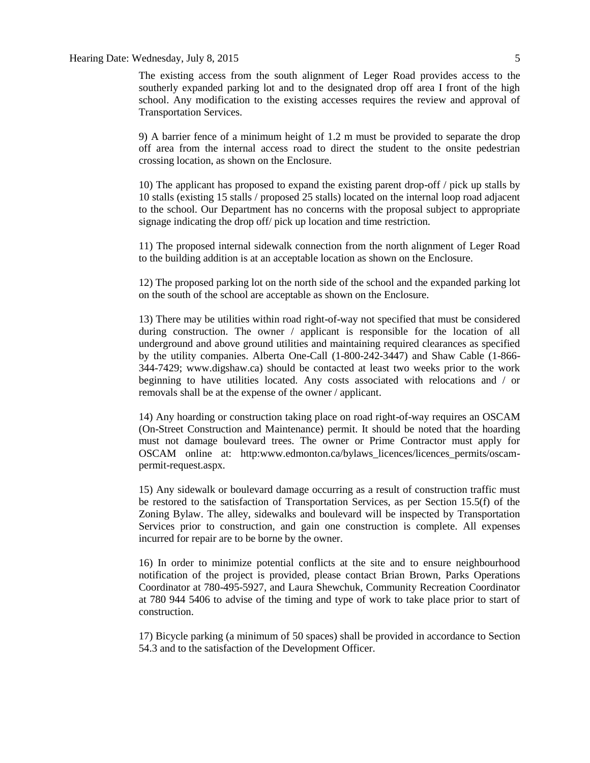The existing access from the south alignment of Leger Road provides access to the southerly expanded parking lot and to the designated drop off area I front of the high school. Any modification to the existing accesses requires the review and approval of Transportation Services.

9) A barrier fence of a minimum height of 1.2 m must be provided to separate the drop off area from the internal access road to direct the student to the onsite pedestrian crossing location, as shown on the Enclosure.

10) The applicant has proposed to expand the existing parent drop-off / pick up stalls by 10 stalls (existing 15 stalls / proposed 25 stalls) located on the internal loop road adjacent to the school. Our Department has no concerns with the proposal subject to appropriate signage indicating the drop off/ pick up location and time restriction.

11) The proposed internal sidewalk connection from the north alignment of Leger Road to the building addition is at an acceptable location as shown on the Enclosure.

12) The proposed parking lot on the north side of the school and the expanded parking lot on the south of the school are acceptable as shown on the Enclosure.

13) There may be utilities within road right-of-way not specified that must be considered during construction. The owner / applicant is responsible for the location of all underground and above ground utilities and maintaining required clearances as specified by the utility companies. Alberta One-Call (1-800-242-3447) and Shaw Cable (1-866-344-7429; www.digshaw.ca) should be contacted at least two weeks prior to the work beginning to have utilities located. Any costs associated with relocations and / or removals shall be at the expense of the owner / applicant.

14) Any hoarding or construction taking place on road right-of-way requires an OSCAM (On-Street Construction and Maintenance) permit. It should be noted that the hoarding must not damage boulevard trees. The owner or Prime Contractor must apply for OSCAM online at: http:www.edmonton.ca/bylaws_licences/licences_permits/oscam-permit-request.aspx.

15) Any sidewalk or boulevard damage occurring as a result of construction traffic must be restored to the satisfaction of Transportation Services, as per Section 15.5(f) of the Zoning Bylaw. The alley, sidewalks and boulevard will be inspected by Transportation Services prior to construction, and gain one construction is complete. All expenses incurred for repair are to be borne by the owner.

16) In order to minimize potential conflicts at the site and to ensure neighbourhood notification of the project is provided, please contact Brian Brown, Parks Operations Coordinator at 780-495-5927, and Laura Shewchuk, Community Recreation Coordinator at 780 944 5406 to advise of the timing and type of work to take place prior to start of construction.

17) Bicycle parking (a minimum of 50 spaces) shall be provided in accordance to Section 54.3 and to the satisfaction of the Development Officer.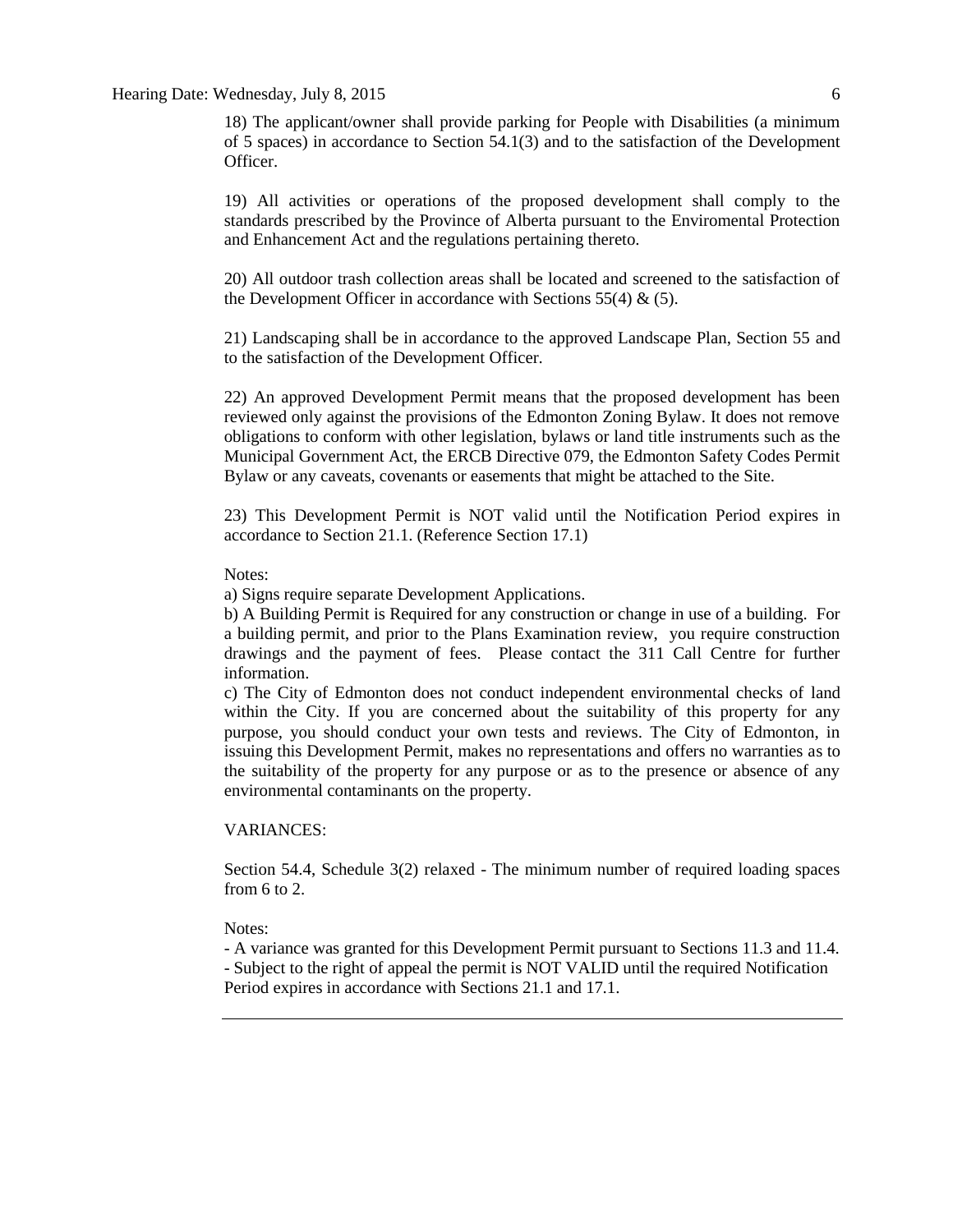18) The applicant/owner shall provide parking for People with Disabilities (a minimum of 5 spaces) in accordance to Section 54.1(3) and to the satisfaction of the Development Officer.

19) All activities or operations of the proposed development shall comply to the standards prescribed by the Province of Alberta pursuant to the Enviromental Protection and Enhancement Act and the regulations pertaining thereto.

20) All outdoor trash collection areas shall be located and screened to the satisfaction of the Development Officer in accordance with Sections 55(4) & (5).

21) Landscaping shall be in accordance to the approved Landscape Plan, Section 55 and to the satisfaction of the Development Officer.

22) An approved Development Permit means that the proposed development has been reviewed only against the provisions of the Edmonton Zoning Bylaw. It does not remove obligations to conform with other legislation, bylaws or land title instruments such as the Municipal Government Act, the ERCB Directive 079, the Edmonton Safety Codes Permit Bylaw or any caveats, covenants or easements that might be attached to the Site.

23) This Development Permit is NOT valid until the Notification Period expires in accordance to Section 21.1. (Reference Section 17.1)

Notes:

a) Signs require separate Development Applications.

b) A Building Permit is Required for any construction or change in use of a building. For a building permit, and prior to the Plans Examination review, you require construction drawings and the payment of fees. Please contact the 311 Call Centre for further information.

c) The City of Edmonton does not conduct independent environmental checks of land within the City. If you are concerned about the suitability of this property for any purpose, you should conduct your own tests and reviews. The City of Edmonton, in issuing this Development Permit, makes no representations and offers no warranties as to the suitability of the property for any purpose or as to the presence or absence of any environmental contaminants on the property.

VARIANCES:

Section 54.4, Schedule 3(2) relaxed - The minimum number of required loading spaces from 6 to 2.

Notes:

- A variance was granted for this Development Permit pursuant to Sections 11.3 and 11.4.
- Subject to the right of appeal the permit is NOT VALID until the required Notification Period expires in accordance with Sections 21.1 and 17.1.

---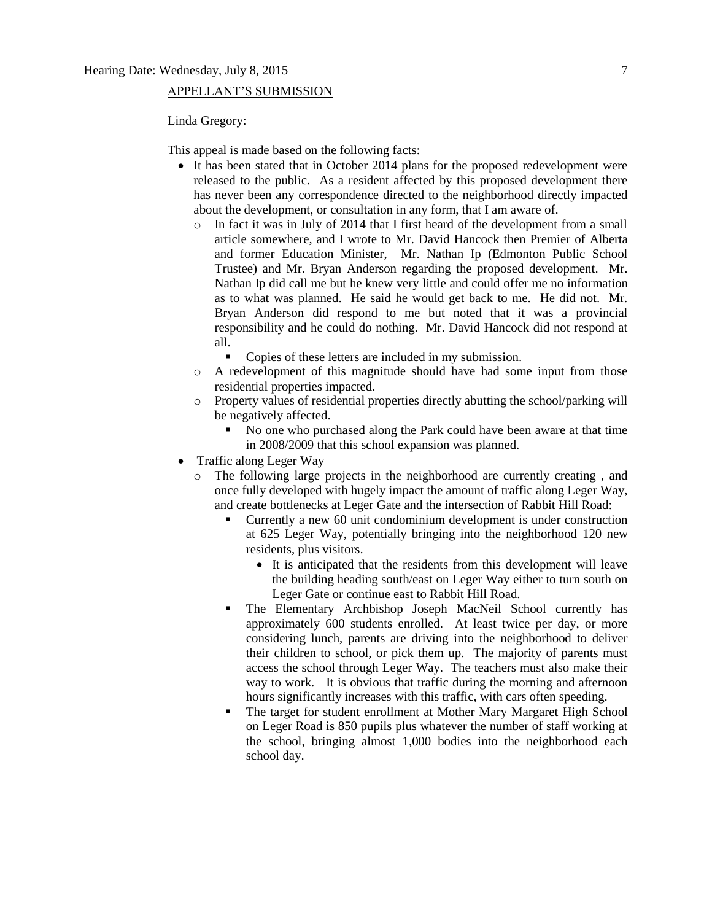APPELLANT'S SUBMISSION

Linda Gregory:

This appeal is made based on the following facts:

- It has been stated that in October 2014 plans for the proposed redevelopment were released to the public. As a resident affected by this proposed development there has never been any correspondence directed to the neighborhood directly impacted about the development, or consultation in any form, that I am aware of.
  - In fact it was in July of 2014 that I first heard of the development from a small article somewhere, and I wrote to Mr. David Hancock then Premier of Alberta and former Education Minister, Mr. Nathan Ip (Edmonton Public School Trustee) and Mr. Bryan Anderson regarding the proposed development. Mr. Nathan Ip did call me but he knew very little and could offer me no information as to what was planned. He said he would get back to me. He did not. Mr. Bryan Anderson did respond to me but noted that it was a provincial responsibility and he could do nothing. Mr. David Hancock did not respond at all.
    - Copies of these letters are included in my submission.
  - A redevelopment of this magnitude should have had some input from those residential properties impacted.
  - Property values of residential properties directly abutting the school/parking will be negatively affected.
    - No one who purchased along the Park could have been aware at that time in 2008/2009 that this school expansion was planned.
- Traffic along Leger Way
  - The following large projects in the neighborhood are currently creating , and once fully developed with hugely impact the amount of traffic along Leger Way, and create bottlenecks at Leger Gate and the intersection of Rabbit Hill Road:
    - Currently a new 60 unit condominium development is under construction at 625 Leger Way, potentially bringing into the neighborhood 120 new residents, plus visitors.
      - It is anticipated that the residents from this development will leave the building heading south/east on Leger Way either to turn south on Leger Gate or continue east to Rabbit Hill Road.
    - The Elementary Archbishop Joseph MacNeil School currently has approximately 600 students enrolled. At least twice per day, or more considering lunch, parents are driving into the neighborhood to deliver their children to school, or pick them up. The majority of parents must access the school through Leger Way. The teachers must also make their way to work. It is obvious that traffic during the morning and afternoon hours significantly increases with this traffic, with cars often speeding.
    - The target for student enrollment at Mother Mary Margaret High School on Leger Road is 850 pupils plus whatever the number of staff working at the school, bringing almost 1,000 bodies into the neighborhood each school day.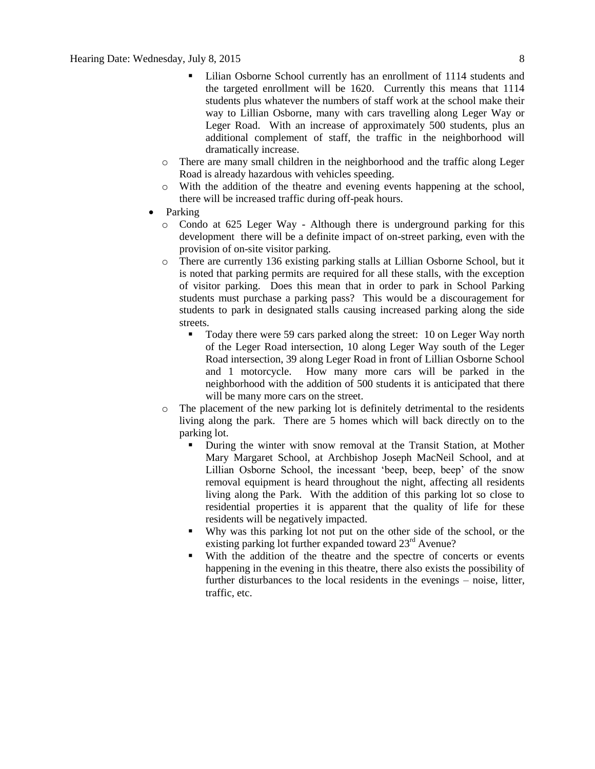- Lilian Osborne School currently has an enrollment of 1114 students and the targeted enrollment will be 1620. Currently this means that 1114 students plus whatever the numbers of staff work at the school make their way to Lillian Osborne, many with cars travelling along Leger Way or Leger Road. With an increase of approximately 500 students, plus an additional complement of staff, the traffic in the neighborhood will dramatically increase.
    - There are many small children in the neighborhood and the traffic along Leger Road is already hazardous with vehicles speeding.
    - With the addition of the theatre and evening events happening at the school, there will be increased traffic during off-peak hours.
- Parking
    - Condo at 625 Leger Way - Although there is underground parking for this development there will be a definite impact of on-street parking, even with the provision of on-site visitor parking.
    - There are currently 136 existing parking stalls at Lillian Osborne School, but it is noted that parking permits are required for all these stalls, with the exception of visitor parking. Does this mean that in order to park in School Parking students must purchase a parking pass? This would be a discouragement for students to park in designated stalls causing increased parking along the side streets.
        - Today there were 59 cars parked along the street: 10 on Leger Way north of the Leger Road intersection, 10 along Leger Way south of the Leger Road intersection, 39 along Leger Road in front of Lillian Osborne School and 1 motorcycle. How many more cars will be parked in the neighborhood with the addition of 500 students it is anticipated that there will be many more cars on the street.
    - The placement of the new parking lot is definitely detrimental to the residents living along the park. There are 5 homes which will back directly on to the parking lot.
        - During the winter with snow removal at the Transit Station, at Mother Mary Margaret School, at Archbishop Joseph MacNeil School, and at Lillian Osborne School, the incessant 'beep, beep, beep' of the snow removal equipment is heard throughout the night, affecting all residents living along the Park. With the addition of this parking lot so close to residential properties it is apparent that the quality of life for these residents will be negatively impacted.
        - Why was this parking lot not put on the other side of the school, or the existing parking lot further expanded toward 23rd Avenue?
        - With the addition of the theatre and the spectre of concerts or events happening in the evening in this theatre, there also exists the possibility of further disturbances to the local residents in the evenings – noise, litter, traffic, etc.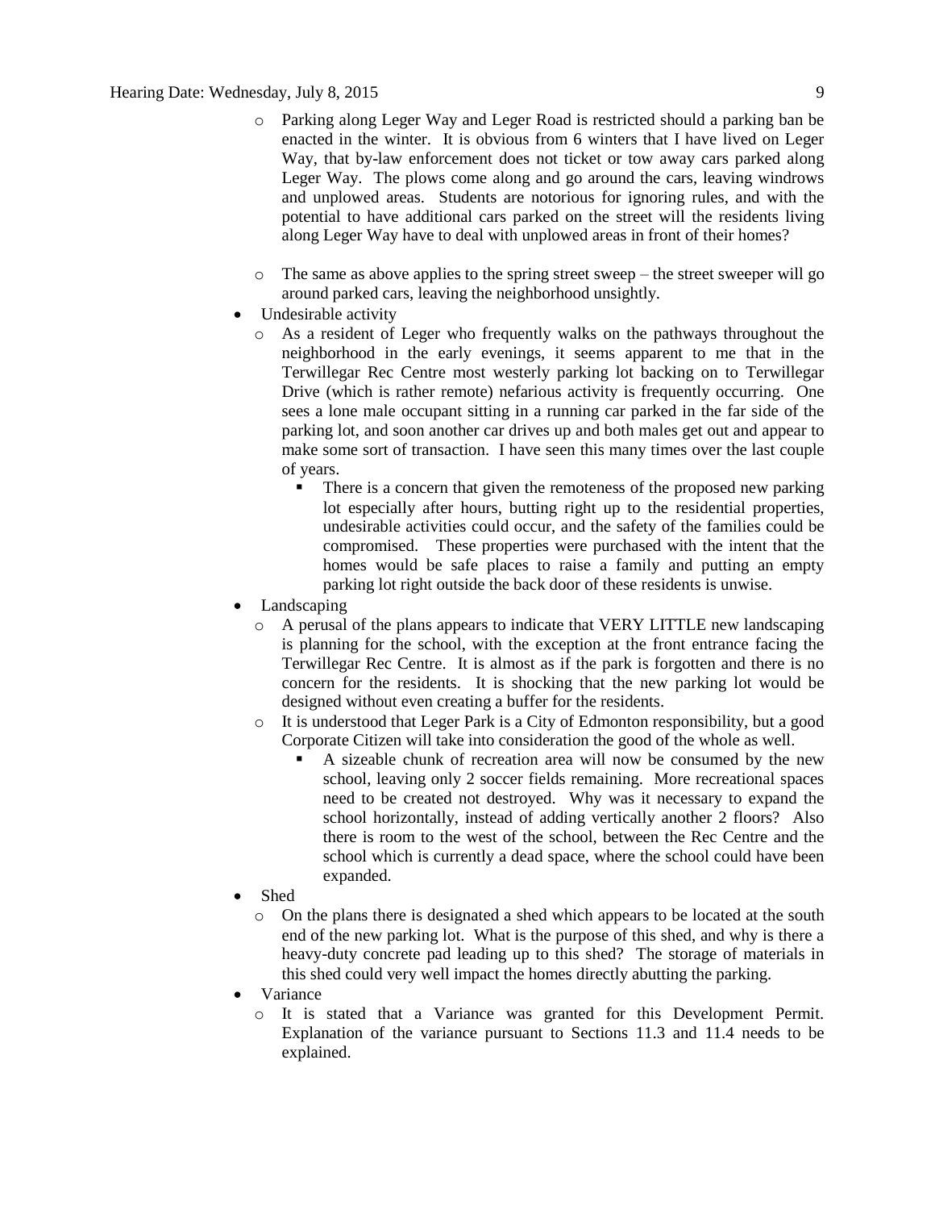- Parking along Leger Way and Leger Road is restricted should a parking ban be enacted in the winter. It is obvious from 6 winters that I have lived on Leger Way, that by-law enforcement does not ticket or tow away cars parked along Leger Way. The plows come along and go around the cars, leaving windrows and unplowed areas. Students are notorious for ignoring rules, and with the potential to have additional cars parked on the street will the residents living along Leger Way have to deal with unplowed areas in front of their homes?

- The same as above applies to the spring street sweep – the street sweeper will go around parked cars, leaving the neighborhood unsightly.

- Undesirable activity
  - As a resident of Leger who frequently walks on the pathways throughout the neighborhood in the early evenings, it seems apparent to me that in the Terwillegar Rec Centre most westerly parking lot backing on to Terwillegar Drive (which is rather remote) nefarious activity is frequently occurring. One sees a lone male occupant sitting in a running car parked in the far side of the parking lot, and soon another car drives up and both males get out and appear to make some sort of transaction. I have seen this many times over the last couple of years.
    - There is a concern that given the remoteness of the proposed new parking lot especially after hours, butting right up to the residential properties, undesirable activities could occur, and the safety of the families could be compromised. These properties were purchased with the intent that the homes would be safe places to raise a family and putting an empty parking lot right outside the back door of these residents is unwise.
- Landscaping
  - A perusal of the plans appears to indicate that VERY LITTLE new landscaping is planning for the school, with the exception at the front entrance facing the Terwillegar Rec Centre. It is almost as if the park is forgotten and there is no concern for the residents. It is shocking that the new parking lot would be designed without even creating a buffer for the residents.
  - It is understood that Leger Park is a City of Edmonton responsibility, but a good Corporate Citizen will take into consideration the good of the whole as well.
    - A sizeable chunk of recreation area will now be consumed by the new school, leaving only 2 soccer fields remaining. More recreational spaces need to be created not destroyed. Why was it necessary to expand the school horizontally, instead of adding vertically another 2 floors? Also there is room to the west of the school, between the Rec Centre and the school which is currently a dead space, where the school could have been expanded.
- Shed
  - On the plans there is designated a shed which appears to be located at the south end of the new parking lot. What is the purpose of this shed, and why is there a heavy-duty concrete pad leading up to this shed? The storage of materials in this shed could very well impact the homes directly abutting the parking.
- Variance
  - It is stated that a Variance was granted for this Development Permit. Explanation of the variance pursuant to Sections 11.3 and 11.4 needs to be explained.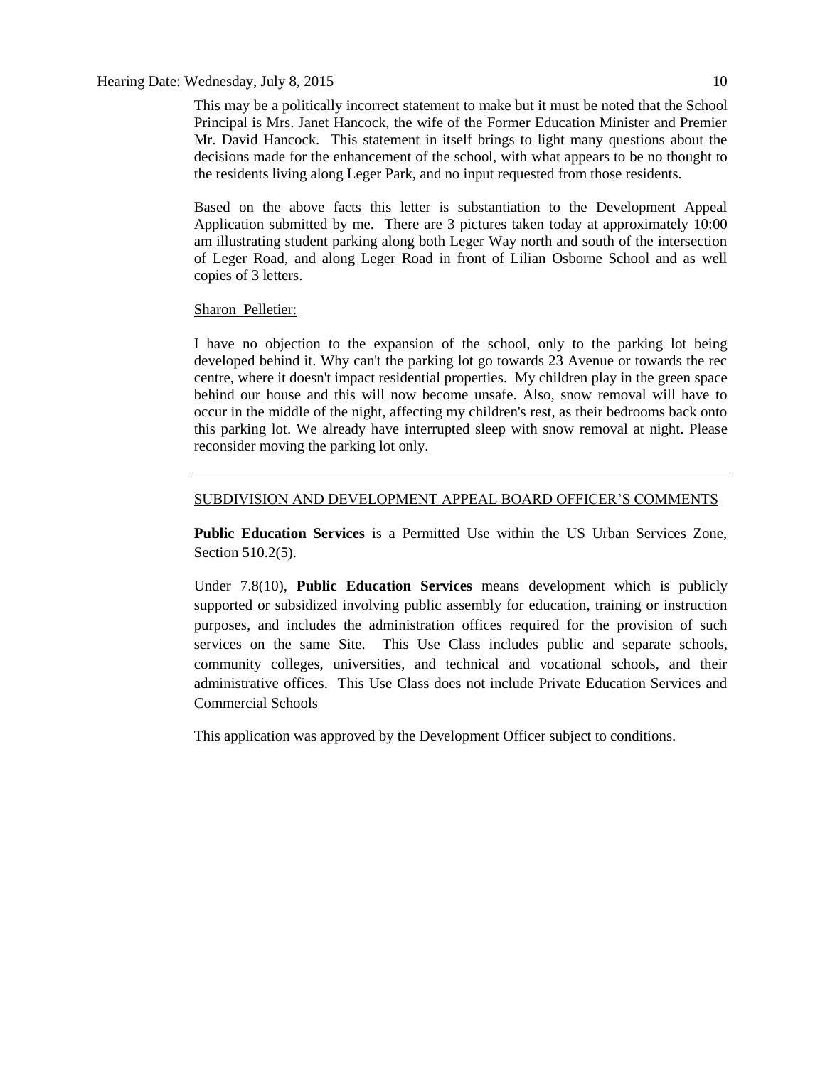This may be a politically incorrect statement to make but it must be noted that the School Principal is Mrs. Janet Hancock, the wife of the Former Education Minister and Premier Mr. David Hancock. This statement in itself brings to light many questions about the decisions made for the enhancement of the school, with what appears to be no thought to the residents living along Leger Park, and no input requested from those residents.

Based on the above facts this letter is substantiation to the Development Appeal Application submitted by me. There are 3 pictures taken today at approximately 10:00 am illustrating student parking along both Leger Way north and south of the intersection of Leger Road, and along Leger Road in front of Lilian Osborne School and as well copies of 3 letters.

Sharon Pelletier:

I have no objection to the expansion of the school, only to the parking lot being developed behind it. Why can't the parking lot go towards 23 Avenue or towards the rec centre, where it doesn't impact residential properties. My children play in the green space behind our house and this will now become unsafe. Also, snow removal will have to occur in the middle of the night, affecting my children's rest, as their bedrooms back onto this parking lot. We already have interrupted sleep with snow removal at night. Please reconsider moving the parking lot only.

---

SUBDIVISION AND DEVELOPMENT APPEAL BOARD OFFICER'S COMMENTS

**Public Education Services** is a Permitted Use within the US Urban Services Zone, Section 510.2(5).

Under 7.8(10), **Public Education Services** means development which is publicly supported or subsidized involving public assembly for education, training or instruction purposes, and includes the administration offices required for the provision of such services on the same Site. This Use Class includes public and separate schools, community colleges, universities, and technical and vocational schools, and their administrative offices. This Use Class does not include Private Education Services and Commercial Schools

This application was approved by the Development Officer subject to conditions.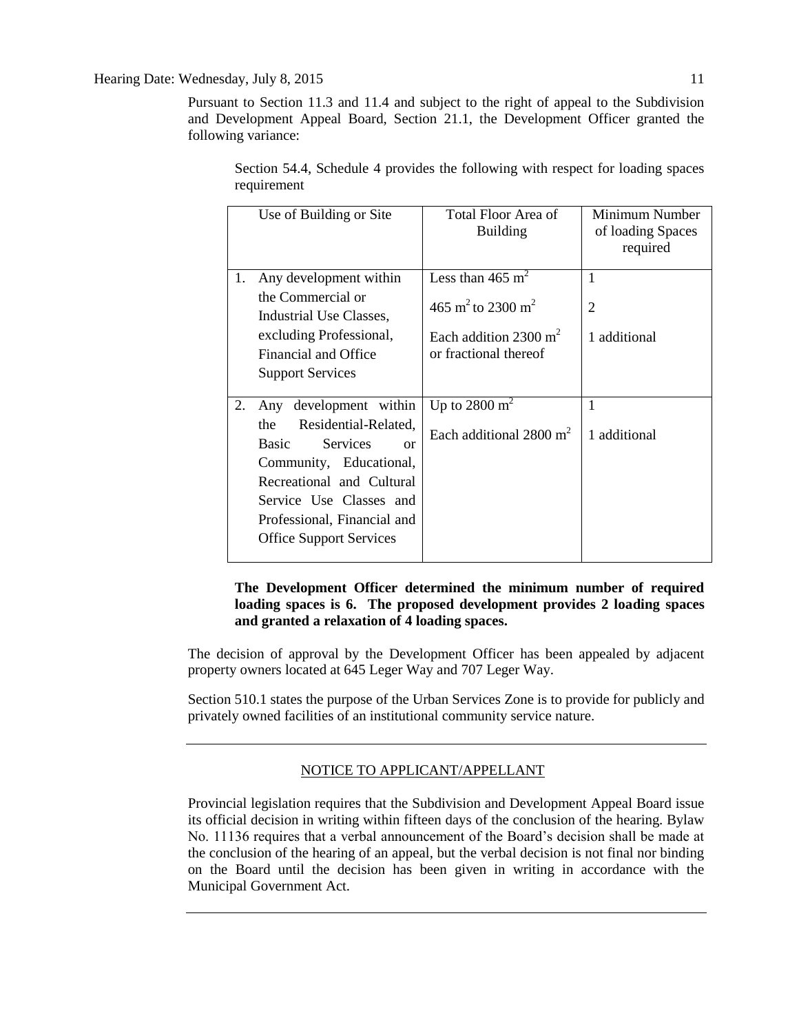Pursuant to Section 11.3 and 11.4 and subject to the right of appeal to the Subdivision and Development Appeal Board, Section 21.1, the Development Officer granted the following variance:

Section 54.4, Schedule 4 provides the following with respect for loading spaces requirement

| Use of Building or Site | Total Floor Area of Building | Minimum Number of loading Spaces required |
|---|---|---|
| 1. Any development within the Commercial or Industrial Use Classes, excluding Professional, Financial and Office Support Services | Less than 465 $m^2$<br>465 $m^2$ to 2300 $m^2$<br>Each addition 2300 $m^2$ or fractional thereof | 1<br>2<br>1 additional |
| 2. Any development within the Residential-Related, Basic Services or Community, Educational, Recreational and Cultural Service Use Classes and Professional, Financial and Office Support Services | Up to 2800 $m^2$<br>Each additional 2800 $m^2$ | 1<br>1 additional |

**The Development Officer determined the minimum number of required loading spaces is 6. The proposed development provides 2 loading spaces and granted a relaxation of 4 loading spaces.**

The decision of approval by the Development Officer has been appealed by adjacent property owners located at 645 Leger Way and 707 Leger Way.

Section 510.1 states the purpose of the Urban Services Zone is to provide for publicly and privately owned facilities of an institutional community service nature.

---

NOTICE TO APPLICANT/APPELLANT

Provincial legislation requires that the Subdivision and Development Appeal Board issue its official decision in writing within fifteen days of the conclusion of the hearing. Bylaw No. 11136 requires that a verbal announcement of the Board's decision shall be made at the conclusion of the hearing of an appeal, but the verbal decision is not final nor binding on the Board until the decision has been given in writing in accordance with the Municipal Government Act.

---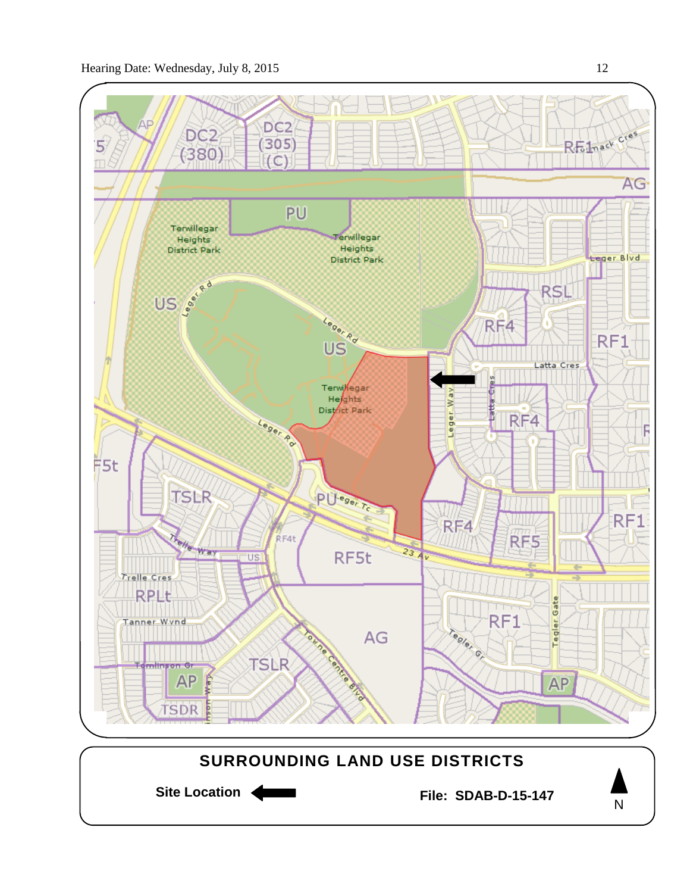Hearing Date: Wednesday, July 8, 2015

## SURROUNDING LAND USE DISTRICTS

**Site Location** ←

**File: SDAB-D-15-147**

N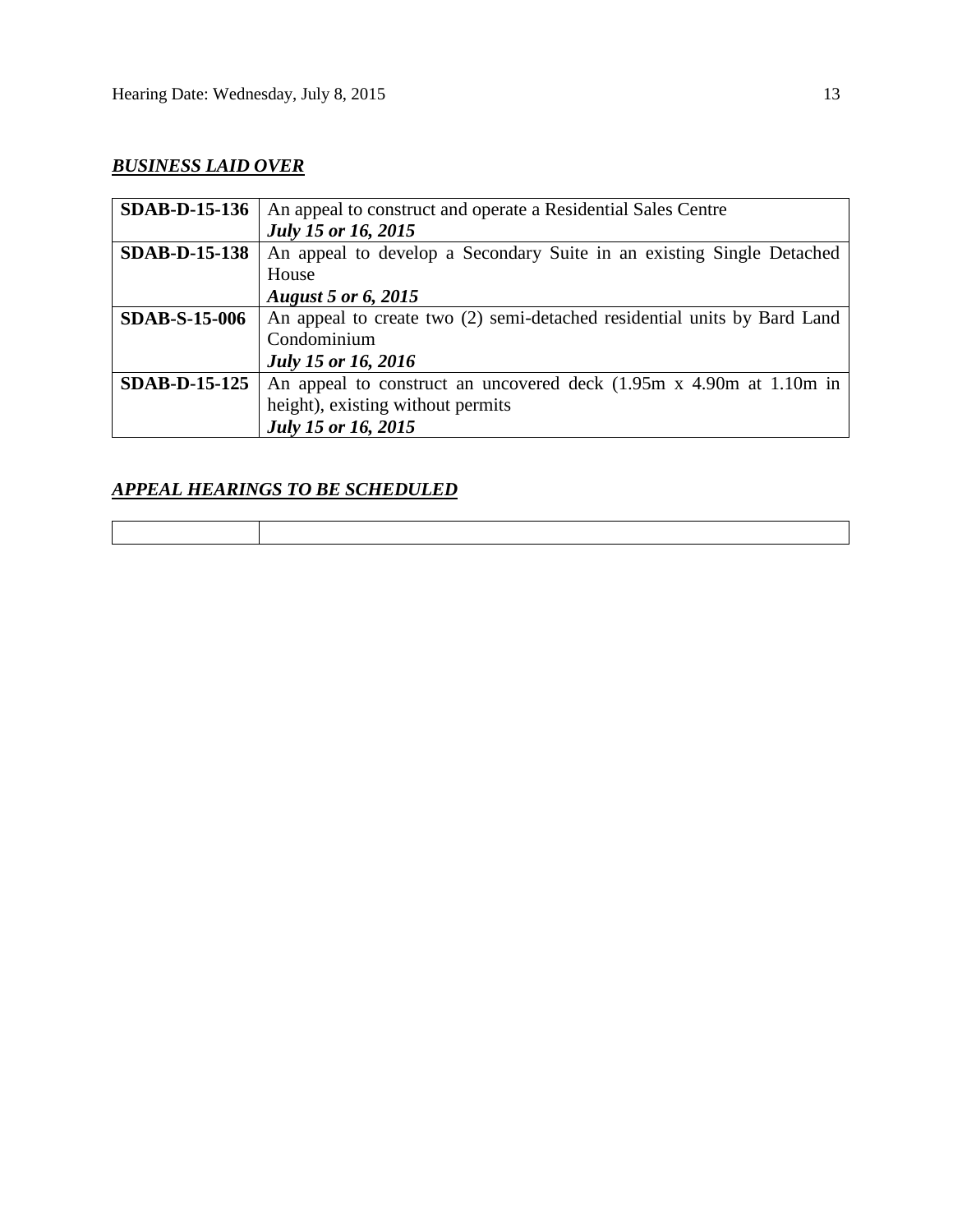## *BUSINESS LAID OVER*

| | |
|---|---|
| **SDAB-D-15-136** | An appeal to construct and operate a Residential Sales Centre<br>***July 15 or 16, 2015*** |
| **SDAB-D-15-138** | An appeal to develop a Secondary Suite in an existing Single Detached House<br>***August 5 or 6, 2015*** |
| **SDAB-S-15-006** | An appeal to create two (2) semi-detached residential units by Bard Land Condominium<br>***July 15 or 16, 2016*** |
| **SDAB-D-15-125** | An appeal to construct an uncovered deck (1.95m x 4.90m at 1.10m in height), existing without permits<br>***July 15 or 16, 2015*** |

## *APPEAL HEARINGS TO BE SCHEDULED*

| | |
|---|---|
| | |